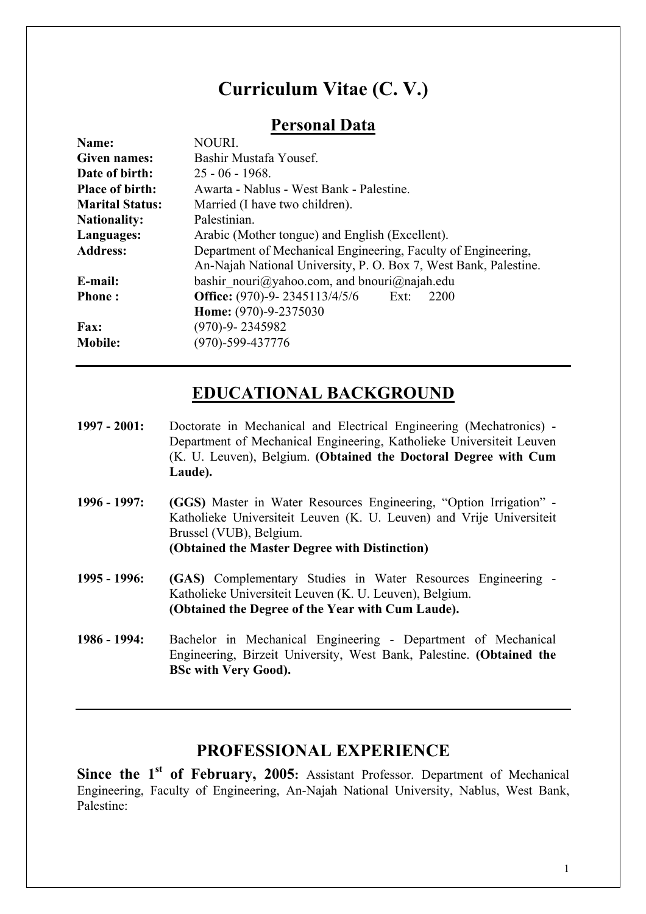# Curriculum Vitae (C. V.)

## Personal Data

| | |
|---|---|
| **Name:** | NOURI. |
| **Given names:** | Bashir Mustafa Yousef. |
| **Date of birth:** | 25 - 06 - 1968. |
| **Place of birth:** | Awarta - Nablus - West Bank - Palestine. |
| **Marital Status:** | Married (I have two children). |
| **Nationality:** | Palestinian. |
| **Languages:** | Arabic (Mother tongue) and English (Excellent). |
| **Address:** | Department of Mechanical Engineering, Faculty of Engineering, An-Najah National University, P. O. Box 7, West Bank, Palestine. |
| **E-mail:** | bashir_nouri@yahoo.com, and bnouri@najah.edu |
| **Phone :** | **Office:** (970)-9- 2345113/4/5/6 Ext: 2200<br>**Home:** (970)-9-2375030 |
| **Fax:** | (970)-9- 2345982 |
| **Mobile:** | (970)-599-437776 |

---

## EDUCATIONAL BACKGROUND

**1997 - 2001:** Doctorate in Mechanical and Electrical Engineering (Mechatronics) - Department of Mechanical Engineering, Katholieke Universiteit Leuven (K. U. Leuven), Belgium. **(Obtained the Doctoral Degree with Cum Laude).**

**1996 - 1997:** **(GGS)** Master in Water Resources Engineering, "Option Irrigation" - Katholieke Universiteit Leuven (K. U. Leuven) and Vrije Universiteit Brussel (VUB), Belgium.
**(Obtained the Master Degree with Distinction)**

**1995 - 1996:** **(GAS)** Complementary Studies in Water Resources Engineering - Katholieke Universiteit Leuven (K. U. Leuven), Belgium.
**(Obtained the Degree of the Year with Cum Laude).**

**1986 - 1994:** Bachelor in Mechanical Engineering - Department of Mechanical Engineering, Birzeit University, West Bank, Palestine. **(Obtained the BSc with Very Good).**

---

## PROFESSIONAL EXPERIENCE

**Since the 1st of February, 2005:** Assistant Professor. Department of Mechanical Engineering, Faculty of Engineering, An-Najah National University, Nablus, West Bank, Palestine: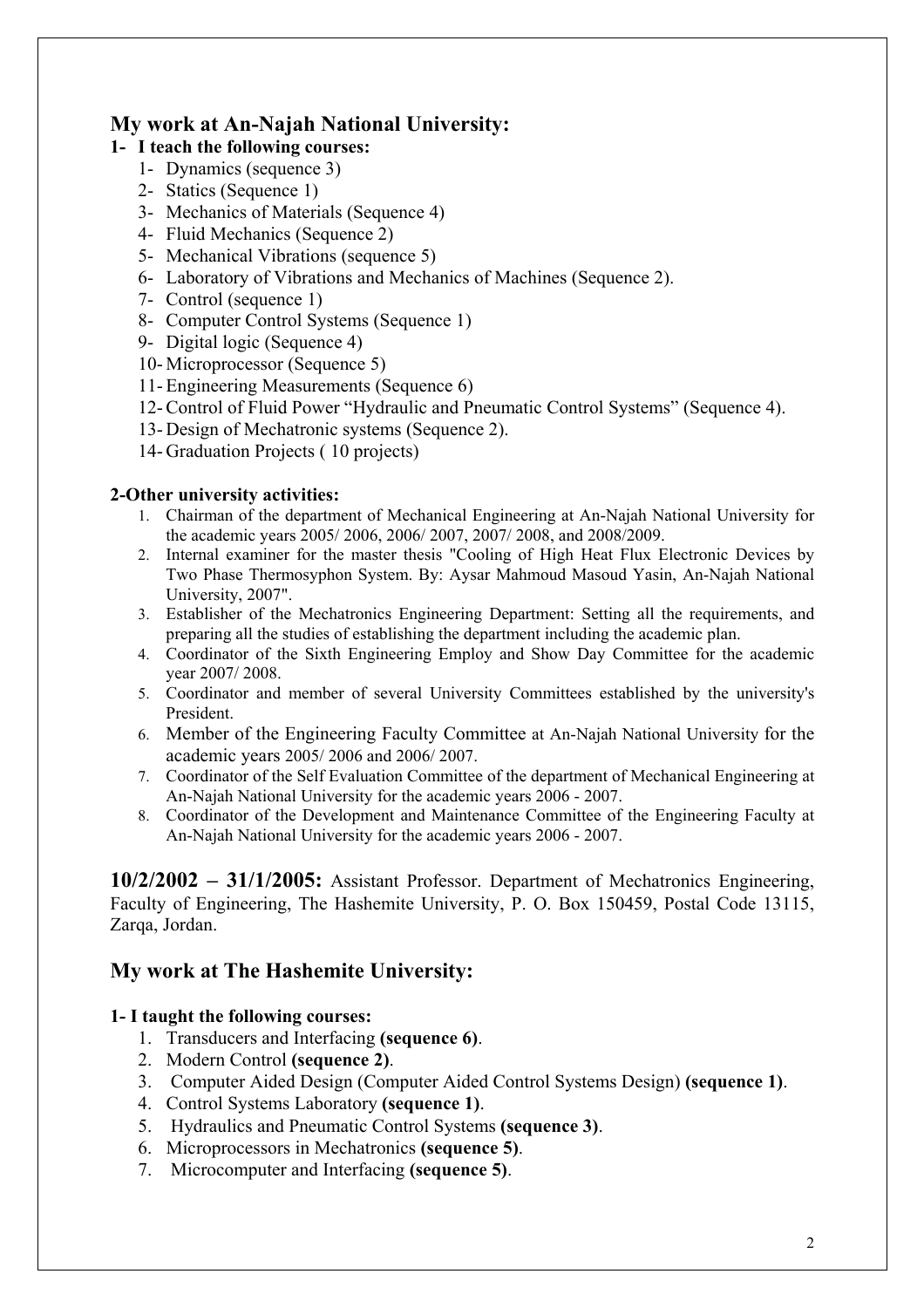## My work at An-Najah National University:

**1- I teach the following courses:**

1- Dynamics (sequence 3)
2- Statics (Sequence 1)
3- Mechanics of Materials (Sequence 4)
4- Fluid Mechanics (Sequence 2)
5- Mechanical Vibrations (sequence 5)
6- Laboratory of Vibrations and Mechanics of Machines (Sequence 2).
7- Control (sequence 1)
8- Computer Control Systems (Sequence 1)
9- Digital logic (Sequence 4)
10- Microprocessor (Sequence 5)
11- Engineering Measurements (Sequence 6)
12- Control of Fluid Power "Hydraulic and Pneumatic Control Systems" (Sequence 4).
13- Design of Mechatronic systems (Sequence 2).
14- Graduation Projects ( 10 projects)

**2-Other university activities:**

1. Chairman of the department of Mechanical Engineering at An-Najah National University for the academic years 2005/ 2006, 2006/ 2007, 2007/ 2008, and 2008/2009.
2. Internal examiner for the master thesis "Cooling of High Heat Flux Electronic Devices by Two Phase Thermosyphon System. By: Aysar Mahmoud Masoud Yasin, An-Najah National University, 2007".
3. Establisher of the Mechatronics Engineering Department: Setting all the requirements, and preparing all the studies of establishing the department including the academic plan.
4. Coordinator of the Sixth Engineering Employ and Show Day Committee for the academic year 2007/ 2008.
5. Coordinator and member of several University Committees established by the university's President.
6. Member of the Engineering Faculty Committee at An-Najah National University for the academic years 2005/ 2006 and 2006/ 2007.
7. Coordinator of the Self Evaluation Committee of the department of Mechanical Engineering at An-Najah National University for the academic years 2006 - 2007.
8. Coordinator of the Development and Maintenance Committee of the Engineering Faculty at An-Najah National University for the academic years 2006 - 2007.

**10/2/2002 – 31/1/2005:** Assistant Professor. Department of Mechatronics Engineering, Faculty of Engineering, The Hashemite University, P. O. Box 150459, Postal Code 13115, Zarqa, Jordan.

## My work at The Hashemite University:

**1- I taught the following courses:**

1. Transducers and Interfacing **(sequence 6)**.
2. Modern Control **(sequence 2)**.
3. Computer Aided Design (Computer Aided Control Systems Design) **(sequence 1)**.
4. Control Systems Laboratory **(sequence 1)**.
5. Hydraulics and Pneumatic Control Systems **(sequence 3)**.
6. Microprocessors in Mechatronics **(sequence 5)**.
7. Microcomputer and Interfacing **(sequence 5)**.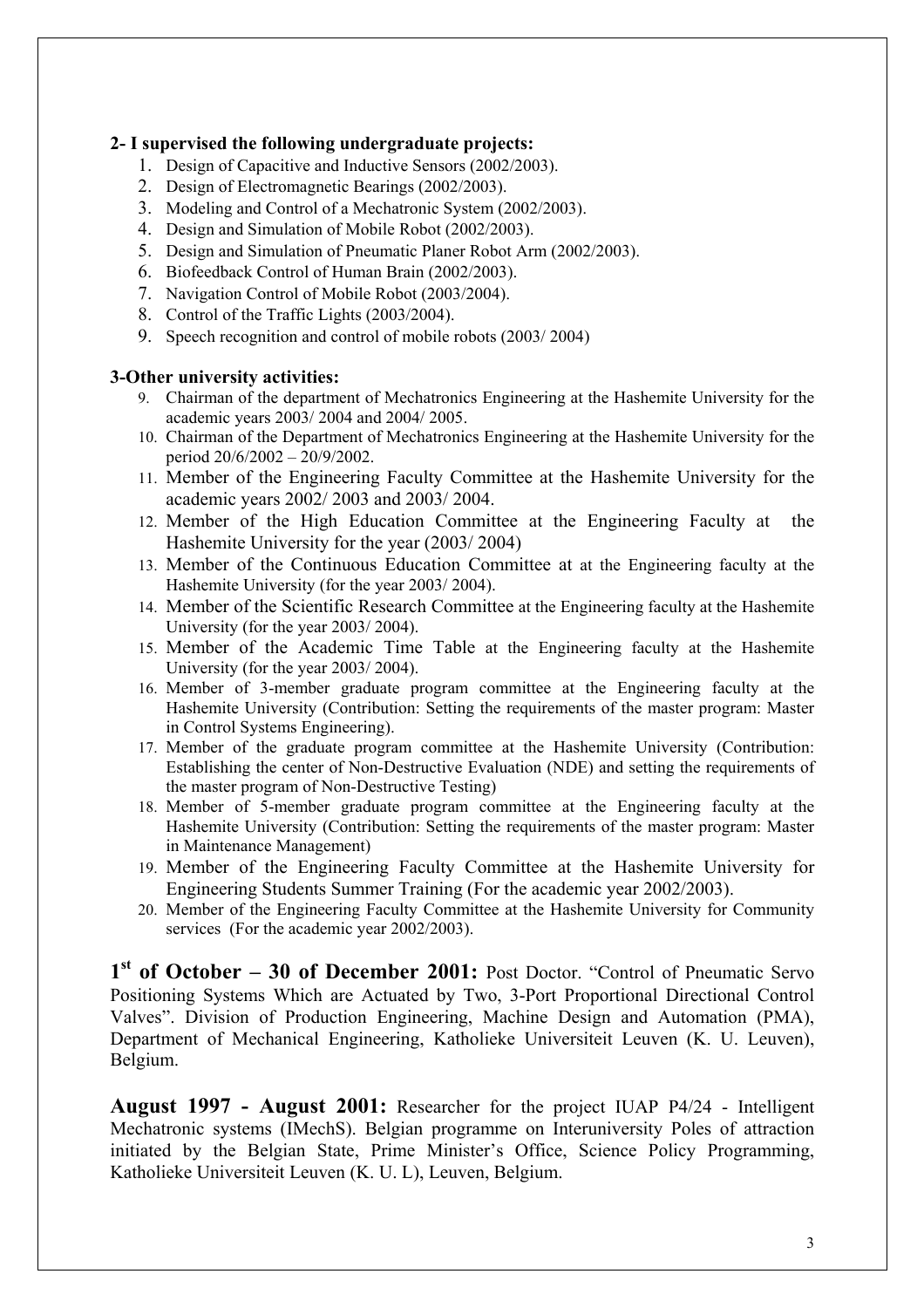**2- I supervised the following undergraduate projects:**

1. Design of Capacitive and Inductive Sensors (2002/2003).
2. Design of Electromagnetic Bearings (2002/2003).
3. Modeling and Control of a Mechatronic System (2002/2003).
4. Design and Simulation of Mobile Robot (2002/2003).
5. Design and Simulation of Pneumatic Planer Robot Arm (2002/2003).
6. Biofeedback Control of Human Brain (2002/2003).
7. Navigation Control of Mobile Robot (2003/2004).
8. Control of the Traffic Lights (2003/2004).
9. Speech recognition and control of mobile robots (2003/ 2004)

**3-Other university activities:**

9. Chairman of the department of Mechatronics Engineering at the Hashemite University for the academic years 2003/ 2004 and 2004/ 2005.
10. Chairman of the Department of Mechatronics Engineering at the Hashemite University for the period 20/6/2002 – 20/9/2002.
11. Member of the Engineering Faculty Committee at the Hashemite University for the academic years 2002/ 2003 and 2003/ 2004.
12. Member of the High Education Committee at the Engineering Faculty at the Hashemite University for the year (2003/ 2004)
13. Member of the Continuous Education Committee at at the Engineering faculty at the Hashemite University (for the year 2003/ 2004).
14. Member of the Scientific Research Committee at the Engineering faculty at the Hashemite University (for the year 2003/ 2004).
15. Member of the Academic Time Table at the Engineering faculty at the Hashemite University (for the year 2003/ 2004).
16. Member of 3-member graduate program committee at the Engineering faculty at the Hashemite University (Contribution: Setting the requirements of the master program: Master in Control Systems Engineering).
17. Member of the graduate program committee at the Hashemite University (Contribution: Establishing the center of Non-Destructive Evaluation (NDE) and setting the requirements of the master program of Non-Destructive Testing)
18. Member of 5-member graduate program committee at the Engineering faculty at the Hashemite University (Contribution: Setting the requirements of the master program: Master in Maintenance Management)
19. Member of the Engineering Faculty Committee at the Hashemite University for Engineering Students Summer Training (For the academic year 2002/2003).
20. Member of the Engineering Faculty Committee at the Hashemite University for Community services (For the academic year 2002/2003).

**1st of October – 30 of December 2001:** Post Doctor. "Control of Pneumatic Servo Positioning Systems Which are Actuated by Two, 3-Port Proportional Directional Control Valves". Division of Production Engineering, Machine Design and Automation (PMA), Department of Mechanical Engineering, Katholieke Universiteit Leuven (K. U. Leuven), Belgium.

**August 1997 - August 2001:** Researcher for the project IUAP P4/24 - Intelligent Mechatronic systems (IMechS). Belgian programme on Interuniversity Poles of attraction initiated by the Belgian State, Prime Minister's Office, Science Policy Programming, Katholieke Universiteit Leuven (K. U. L), Leuven, Belgium.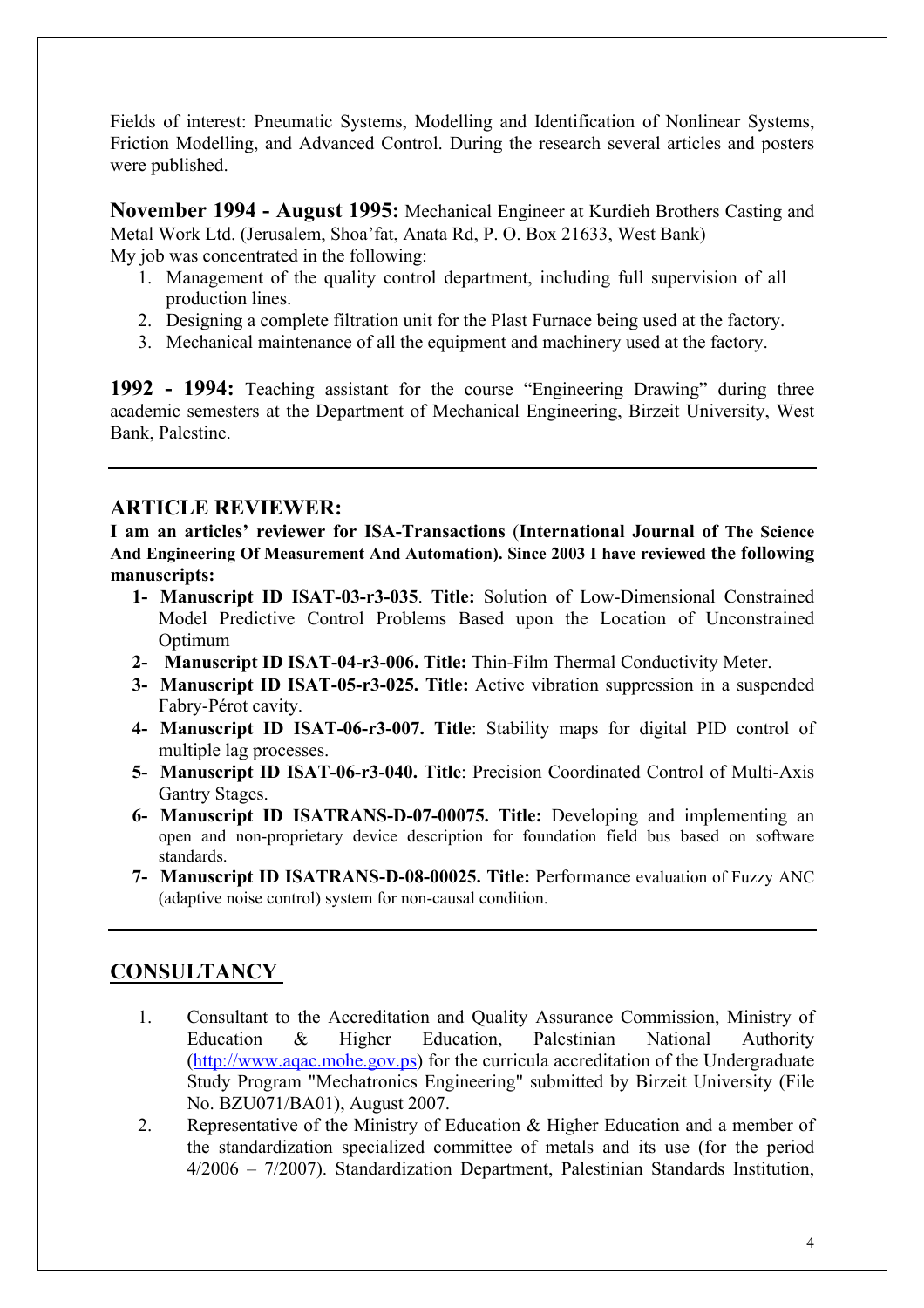Fields of interest: Pneumatic Systems, Modelling and Identification of Nonlinear Systems, Friction Modelling, and Advanced Control. During the research several articles and posters were published.

**November 1994 - August 1995:** Mechanical Engineer at Kurdieh Brothers Casting and Metal Work Ltd. (Jerusalem, Shoa'fat, Anata Rd, P. O. Box 21633, West Bank)
My job was concentrated in the following:

1. Management of the quality control department, including full supervision of all production lines.
2. Designing a complete filtration unit for the Plast Furnace being used at the factory.
3. Mechanical maintenance of all the equipment and machinery used at the factory.

**1992 - 1994:** Teaching assistant for the course "Engineering Drawing" during three academic semesters at the Department of Mechanical Engineering, Birzeit University, West Bank, Palestine.

---

## ARTICLE REVIEWER:

**I am an articles' reviewer for ISA-Transactions (International Journal of The Science And Engineering Of Measurement And Automation). Since 2003 I have reviewed the following manuscripts:**

1- **Manuscript ID ISAT-03-r3-035**. **Title:** Solution of Low-Dimensional Constrained Model Predictive Control Problems Based upon the Location of Unconstrained Optimum
2- **Manuscript ID ISAT-04-r3-006. Title:** Thin-Film Thermal Conductivity Meter.
3- **Manuscript ID ISAT-05-r3-025. Title:** Active vibration suppression in a suspended Fabry-Pérot cavity.
4- **Manuscript ID ISAT-06-r3-007. Title**: Stability maps for digital PID control of multiple lag processes.
5- **Manuscript ID ISAT-06-r3-040. Title**: Precision Coordinated Control of Multi-Axis Gantry Stages.
6- **Manuscript ID ISATRANS-D-07-00075. Title:** Developing and implementing an open and non-proprietary device description for foundation field bus based on software standards.
7- **Manuscript ID ISATRANS-D-08-00025. Title:** Performance evaluation of Fuzzy ANC (adaptive noise control) system for non-causal condition.

---

## CONSULTANCY

1. Consultant to the Accreditation and Quality Assurance Commission, Ministry of Education & Higher Education, Palestinian National Authority (http://www.aqac.mohe.gov.ps) for the curricula accreditation of the Undergraduate Study Program "Mechatronics Engineering" submitted by Birzeit University (File No. BZU071/BA01), August 2007.
2. Representative of the Ministry of Education & Higher Education and a member of the standardization specialized committee of metals and its use (for the period 4/2006 – 7/2007). Standardization Department, Palestinian Standards Institution,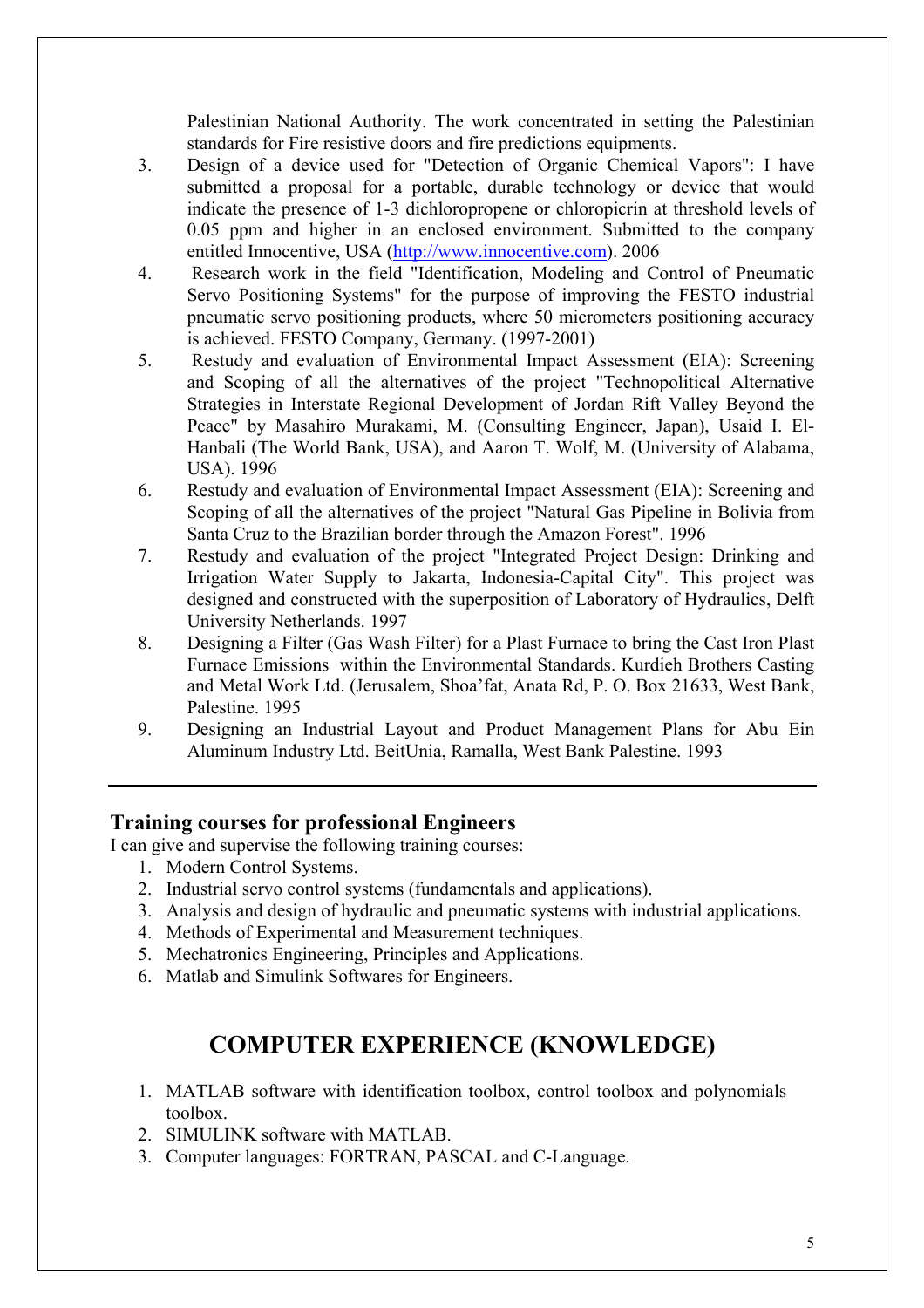Palestinian National Authority. The work concentrated in setting the Palestinian standards for Fire resistive doors and fire predictions equipments.

3. Design of a device used for "Detection of Organic Chemical Vapors": I have submitted a proposal for a portable, durable technology or device that would indicate the presence of 1-3 dichloropropene or chloropicrin at threshold levels of 0.05 ppm and higher in an enclosed environment. Submitted to the company entitled Innocentive, USA (http://www.innocentive.com). 2006
4. Research work in the field "Identification, Modeling and Control of Pneumatic Servo Positioning Systems" for the purpose of improving the FESTO industrial pneumatic servo positioning products, where 50 micrometers positioning accuracy is achieved. FESTO Company, Germany. (1997-2001)
5. Restudy and evaluation of Environmental Impact Assessment (EIA): Screening and Scoping of all the alternatives of the project "Technopolitical Alternative Strategies in Interstate Regional Development of Jordan Rift Valley Beyond the Peace" by Masahiro Murakami, M. (Consulting Engineer, Japan), Usaid I. El-Hanbali (The World Bank, USA), and Aaron T. Wolf, M. (University of Alabama, USA). 1996
6. Restudy and evaluation of Environmental Impact Assessment (EIA): Screening and Scoping of all the alternatives of the project "Natural Gas Pipeline in Bolivia from Santa Cruz to the Brazilian border through the Amazon Forest". 1996
7. Restudy and evaluation of the project "Integrated Project Design: Drinking and Irrigation Water Supply to Jakarta, Indonesia-Capital City". This project was designed and constructed with the superposition of Laboratory of Hydraulics, Delft University Netherlands. 1997
8. Designing a Filter (Gas Wash Filter) for a Plast Furnace to bring the Cast Iron Plast Furnace Emissions within the Environmental Standards. Kurdieh Brothers Casting and Metal Work Ltd. (Jerusalem, Shoa'fat, Anata Rd, P. O. Box 21633, West Bank, Palestine. 1995
9. Designing an Industrial Layout and Product Management Plans for Abu Ein Aluminum Industry Ltd. BeitUnia, Ramalla, West Bank Palestine. 1993

---

### Training courses for professional Engineers

I can give and supervise the following training courses:

1. Modern Control Systems.
2. Industrial servo control systems (fundamentals and applications).
3. Analysis and design of hydraulic and pneumatic systems with industrial applications.
4. Methods of Experimental and Measurement techniques.
5. Mechatronics Engineering, Principles and Applications.
6. Matlab and Simulink Softwares for Engineers.

## COMPUTER EXPERIENCE (KNOWLEDGE)

1. MATLAB software with identification toolbox, control toolbox and polynomials toolbox.
2. SIMULINK software with MATLAB.
3. Computer languages: FORTRAN, PASCAL and C-Language.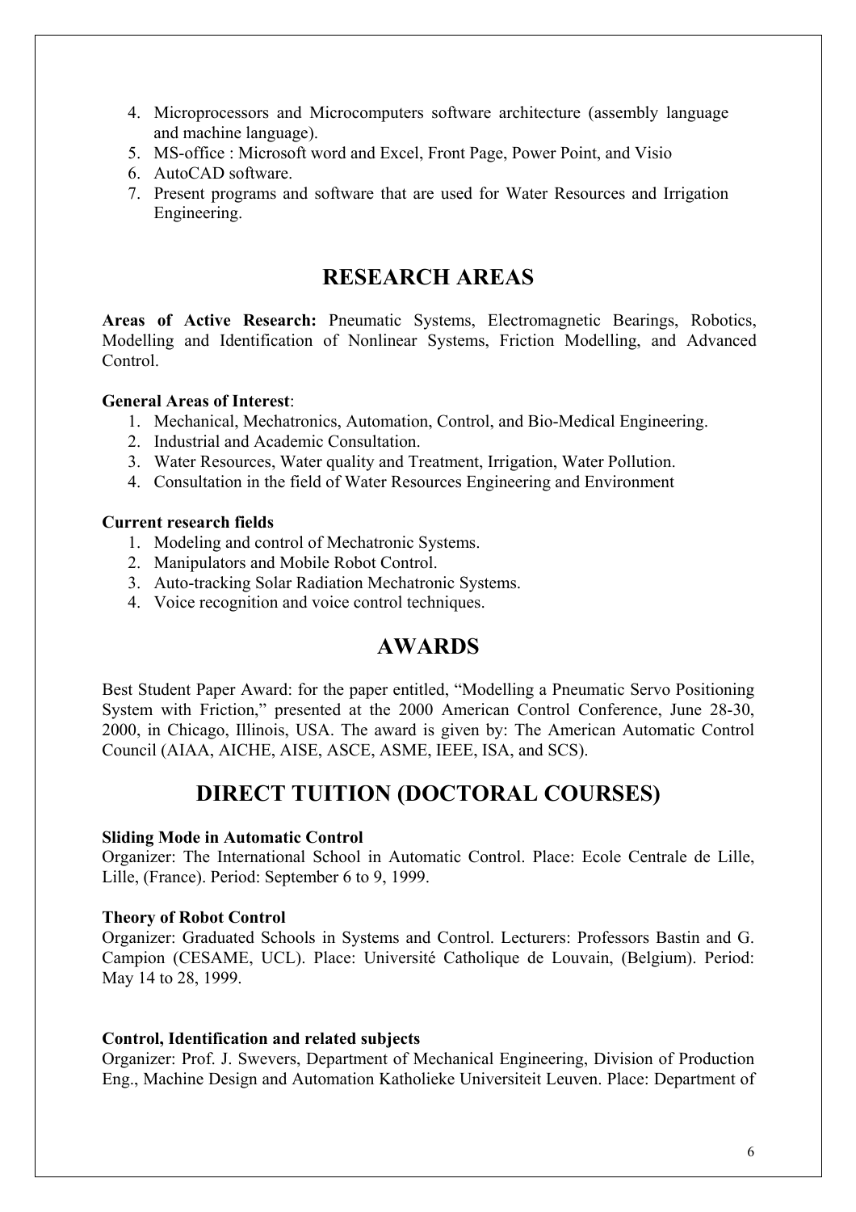4. Microprocessors and Microcomputers software architecture (assembly language and machine language).
5. MS-office : Microsoft word and Excel, Front Page, Power Point, and Visio
6. AutoCAD software.
7. Present programs and software that are used for Water Resources and Irrigation Engineering.

## RESEARCH AREAS

**Areas of Active Research:** Pneumatic Systems, Electromagnetic Bearings, Robotics, Modelling and Identification of Nonlinear Systems, Friction Modelling, and Advanced Control.

**General Areas of Interest**:

1. Mechanical, Mechatronics, Automation, Control, and Bio-Medical Engineering.
2. Industrial and Academic Consultation.
3. Water Resources, Water quality and Treatment, Irrigation, Water Pollution.
4. Consultation in the field of Water Resources Engineering and Environment

**Current research fields**

1. Modeling and control of Mechatronic Systems.
2. Manipulators and Mobile Robot Control.
3. Auto-tracking Solar Radiation Mechatronic Systems.
4. Voice recognition and voice control techniques.

## AWARDS

Best Student Paper Award: for the paper entitled, "Modelling a Pneumatic Servo Positioning System with Friction," presented at the 2000 American Control Conference, June 28-30, 2000, in Chicago, Illinois, USA. The award is given by: The American Automatic Control Council (AIAA, AICHE, AISE, ASCE, ASME, IEEE, ISA, and SCS).

## DIRECT TUITION (DOCTORAL COURSES)

**Sliding Mode in Automatic Control**
Organizer: The International School in Automatic Control. Place: Ecole Centrale de Lille, Lille, (France). Period: September 6 to 9, 1999.

**Theory of Robot Control**
Organizer: Graduated Schools in Systems and Control. Lecturers: Professors Bastin and G. Campion (CESAME, UCL). Place: Université Catholique de Louvain, (Belgium). Period: May 14 to 28, 1999.

**Control, Identification and related subjects**
Organizer: Prof. J. Swevers, Department of Mechanical Engineering, Division of Production Eng., Machine Design and Automation Katholieke Universiteit Leuven. Place: Department of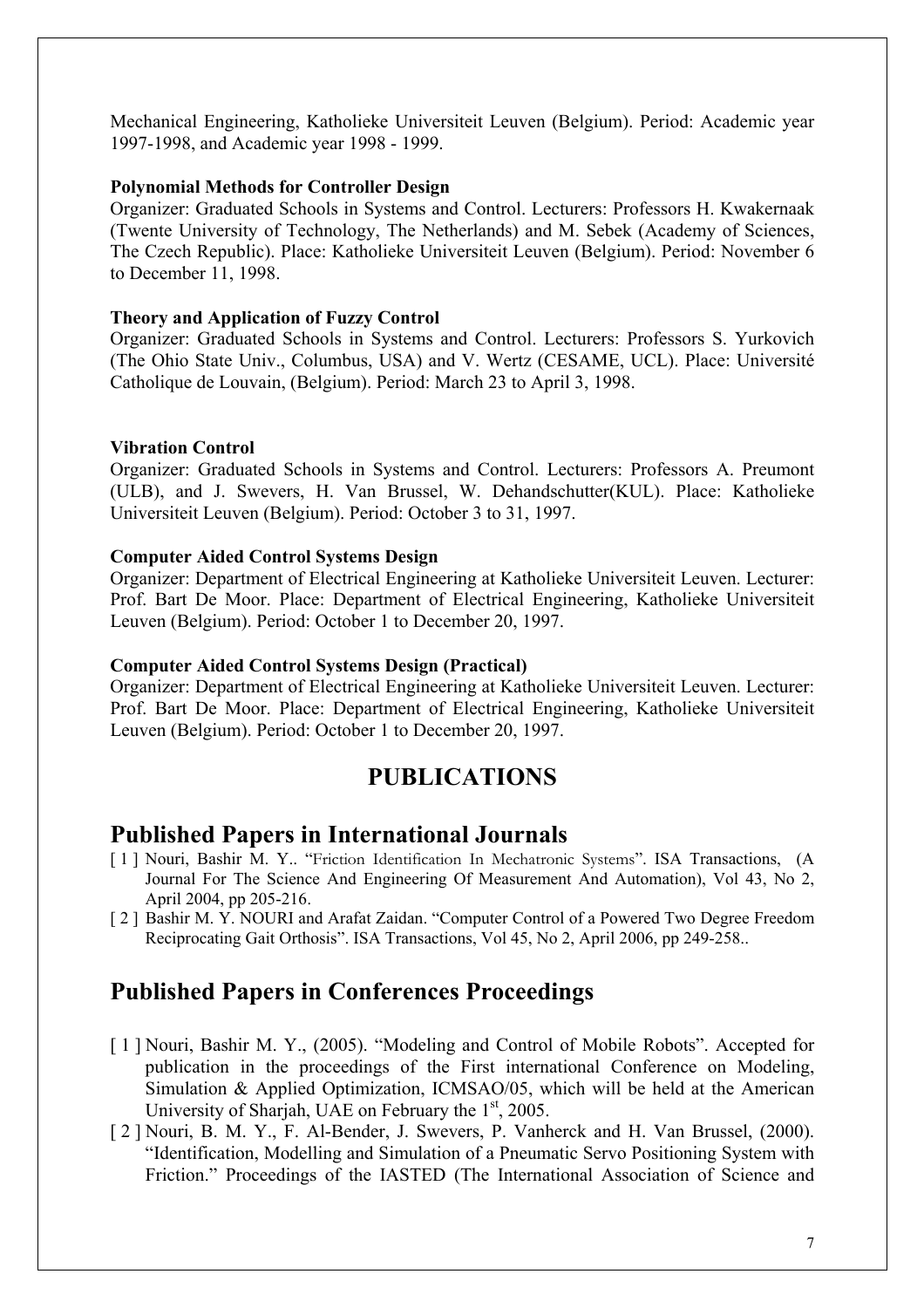Mechanical Engineering, Katholieke Universiteit Leuven (Belgium). Period: Academic year 1997-1998, and Academic year 1998 - 1999.

**Polynomial Methods for Controller Design**
Organizer: Graduated Schools in Systems and Control. Lecturers: Professors H. Kwakernaak (Twente University of Technology, The Netherlands) and M. Sebek (Academy of Sciences, The Czech Republic). Place: Katholieke Universiteit Leuven (Belgium). Period: November 6 to December 11, 1998.

**Theory and Application of Fuzzy Control**
Organizer: Graduated Schools in Systems and Control. Lecturers: Professors S. Yurkovich (The Ohio State Univ., Columbus, USA) and V. Wertz (CESAME, UCL). Place: Université Catholique de Louvain, (Belgium). Period: March 23 to April 3, 1998.

**Vibration Control**
Organizer: Graduated Schools in Systems and Control. Lecturers: Professors A. Preumont (ULB), and J. Swevers, H. Van Brussel, W. Dehandschutter(KUL). Place: Katholieke Universiteit Leuven (Belgium). Period: October 3 to 31, 1997.

**Computer Aided Control Systems Design**
Organizer: Department of Electrical Engineering at Katholieke Universiteit Leuven. Lecturer: Prof. Bart De Moor. Place: Department of Electrical Engineering, Katholieke Universiteit Leuven (Belgium). Period: October 1 to December 20, 1997.

**Computer Aided Control Systems Design (Practical)**
Organizer: Department of Electrical Engineering at Katholieke Universiteit Leuven. Lecturer: Prof. Bart De Moor. Place: Department of Electrical Engineering, Katholieke Universiteit Leuven (Belgium). Period: October 1 to December 20, 1997.

# PUBLICATIONS

## Published Papers in International Journals

[ 1 ] Nouri, Bashir M. Y.. "Friction Identification In Mechatronic Systems". ISA Transactions, (A Journal For The Science And Engineering Of Measurement And Automation), Vol 43, No 2, April 2004, pp 205-216.

[ 2 ] Bashir M. Y. NOURI and Arafat Zaidan. "Computer Control of a Powered Two Degree Freedom Reciprocating Gait Orthosis". ISA Transactions, Vol 45, No 2, April 2006, pp 249-258..

## Published Papers in Conferences Proceedings

[ 1 ] Nouri, Bashir M. Y., (2005). "Modeling and Control of Mobile Robots". Accepted for publication in the proceedings of the First international Conference on Modeling, Simulation & Applied Optimization, ICMSAO/05, which will be held at the American University of Sharjah, UAE on February the 1st, 2005.

[ 2 ] Nouri, B. M. Y., F. Al-Bender, J. Swevers, P. Vanherck and H. Van Brussel, (2000). "Identification, Modelling and Simulation of a Pneumatic Servo Positioning System with Friction." Proceedings of the IASTED (The International Association of Science and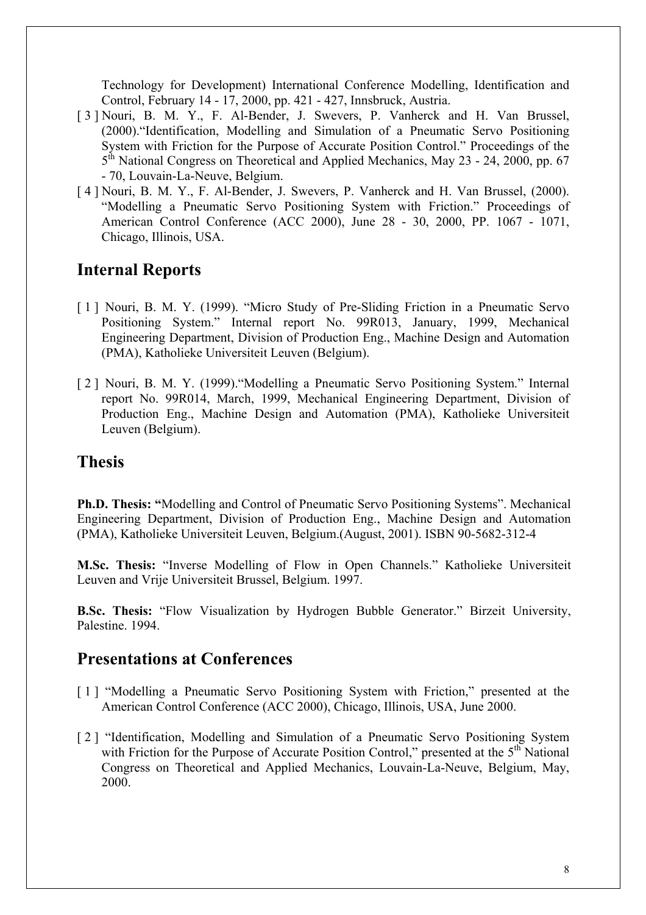Technology for Development) International Conference Modelling, Identification and Control, February 14 - 17, 2000, pp. 421 - 427, Innsbruck, Austria.

[ 3 ] Nouri, B. M. Y., F. Al-Bender, J. Swevers, P. Vanherck and H. Van Brussel, (2000).“Identification, Modelling and Simulation of a Pneumatic Servo Positioning System with Friction for the Purpose of Accurate Position Control.” Proceedings of the 5$^{th}$ National Congress on Theoretical and Applied Mechanics, May 23 - 24, 2000, pp. 67 - 70, Louvain-La-Neuve, Belgium.

[ 4 ] Nouri, B. M. Y., F. Al-Bender, J. Swevers, P. Vanherck and H. Van Brussel, (2000). “Modelling a Pneumatic Servo Positioning System with Friction.” Proceedings of American Control Conference (ACC 2000), June 28 - 30, 2000, PP. 1067 - 1071, Chicago, Illinois, USA.

## Internal Reports

[ 1 ] Nouri, B. M. Y. (1999). “Micro Study of Pre-Sliding Friction in a Pneumatic Servo Positioning System.” Internal report No. 99R013, January, 1999, Mechanical Engineering Department, Division of Production Eng., Machine Design and Automation (PMA), Katholieke Universiteit Leuven (Belgium).

[ 2 ] Nouri, B. M. Y. (1999).“Modelling a Pneumatic Servo Positioning System.” Internal report No. 99R014, March, 1999, Mechanical Engineering Department, Division of Production Eng., Machine Design and Automation (PMA), Katholieke Universiteit Leuven (Belgium).

## Thesis

**Ph.D. Thesis: “**Modelling and Control of Pneumatic Servo Positioning Systems”. Mechanical Engineering Department, Division of Production Eng., Machine Design and Automation (PMA), Katholieke Universiteit Leuven, Belgium.(August, 2001). ISBN 90-5682-312-4

**M.Sc. Thesis:** “Inverse Modelling of Flow in Open Channels.” Katholieke Universiteit Leuven and Vrije Universiteit Brussel, Belgium. 1997.

**B.Sc. Thesis:** “Flow Visualization by Hydrogen Bubble Generator.” Birzeit University, Palestine. 1994.

## Presentations at Conferences

[ 1 ] “Modelling a Pneumatic Servo Positioning System with Friction,” presented at the American Control Conference (ACC 2000), Chicago, Illinois, USA, June 2000.

[ 2 ] “Identification, Modelling and Simulation of a Pneumatic Servo Positioning System with Friction for the Purpose of Accurate Position Control,” presented at the 5$^{th}$ National Congress on Theoretical and Applied Mechanics, Louvain-La-Neuve, Belgium, May, 2000.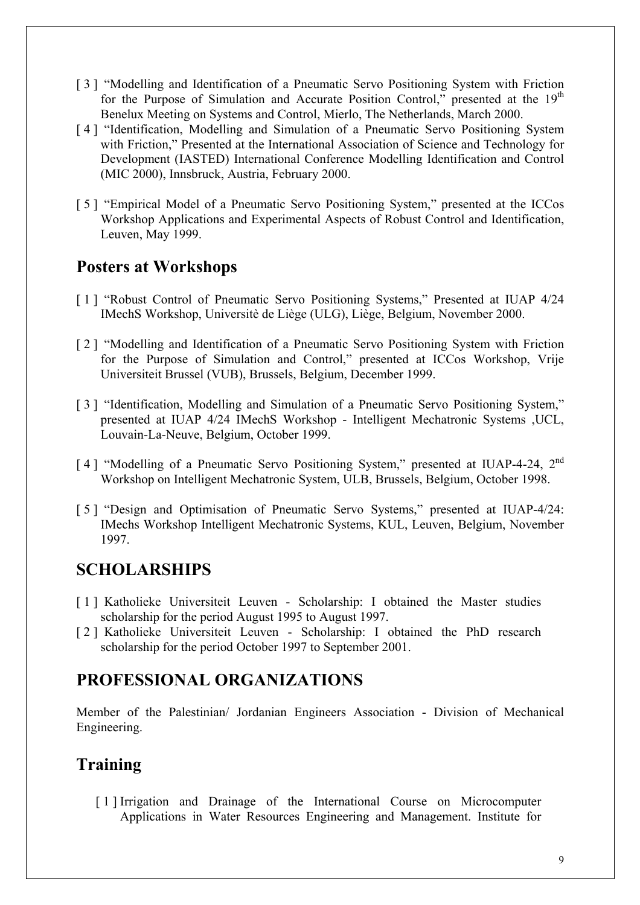[ 3 ] "Modelling and Identification of a Pneumatic Servo Positioning System with Friction for the Purpose of Simulation and Accurate Position Control," presented at the 19th Benelux Meeting on Systems and Control, Mierlo, The Netherlands, March 2000.

[ 4 ] "Identification, Modelling and Simulation of a Pneumatic Servo Positioning System with Friction," Presented at the International Association of Science and Technology for Development (IASTED) International Conference Modelling Identification and Control (MIC 2000), Innsbruck, Austria, February 2000.

[ 5 ] "Empirical Model of a Pneumatic Servo Positioning System," presented at the ICCos Workshop Applications and Experimental Aspects of Robust Control and Identification, Leuven, May 1999.

## Posters at Workshops

[ 1 ] "Robust Control of Pneumatic Servo Positioning Systems," Presented at IUAP 4/24 IMechS Workshop, Universitè de Liège (ULG), Liège, Belgium, November 2000.

[ 2 ] "Modelling and Identification of a Pneumatic Servo Positioning System with Friction for the Purpose of Simulation and Control," presented at ICCos Workshop, Vrije Universiteit Brussel (VUB), Brussels, Belgium, December 1999.

[ 3 ] "Identification, Modelling and Simulation of a Pneumatic Servo Positioning System," presented at IUAP 4/24 IMechS Workshop - Intelligent Mechatronic Systems ,UCL, Louvain-La-Neuve, Belgium, October 1999.

[ 4 ] "Modelling of a Pneumatic Servo Positioning System," presented at IUAP-4-24, 2nd Workshop on Intelligent Mechatronic System, ULB, Brussels, Belgium, October 1998.

[ 5 ] "Design and Optimisation of Pneumatic Servo Systems," presented at IUAP-4/24: IMechs Workshop Intelligent Mechatronic Systems, KUL, Leuven, Belgium, November 1997.

## SCHOLARSHIPS

[ 1 ] Katholieke Universiteit Leuven - Scholarship: I obtained the Master studies scholarship for the period August 1995 to August 1997.

[ 2 ] Katholieke Universiteit Leuven - Scholarship: I obtained the PhD research scholarship for the period October 1997 to September 2001.

## PROFESSIONAL ORGANIZATIONS

Member of the Palestinian/ Jordanian Engineers Association - Division of Mechanical Engineering.

## Training

[ 1 ] Irrigation and Drainage of the International Course on Microcomputer Applications in Water Resources Engineering and Management. Institute for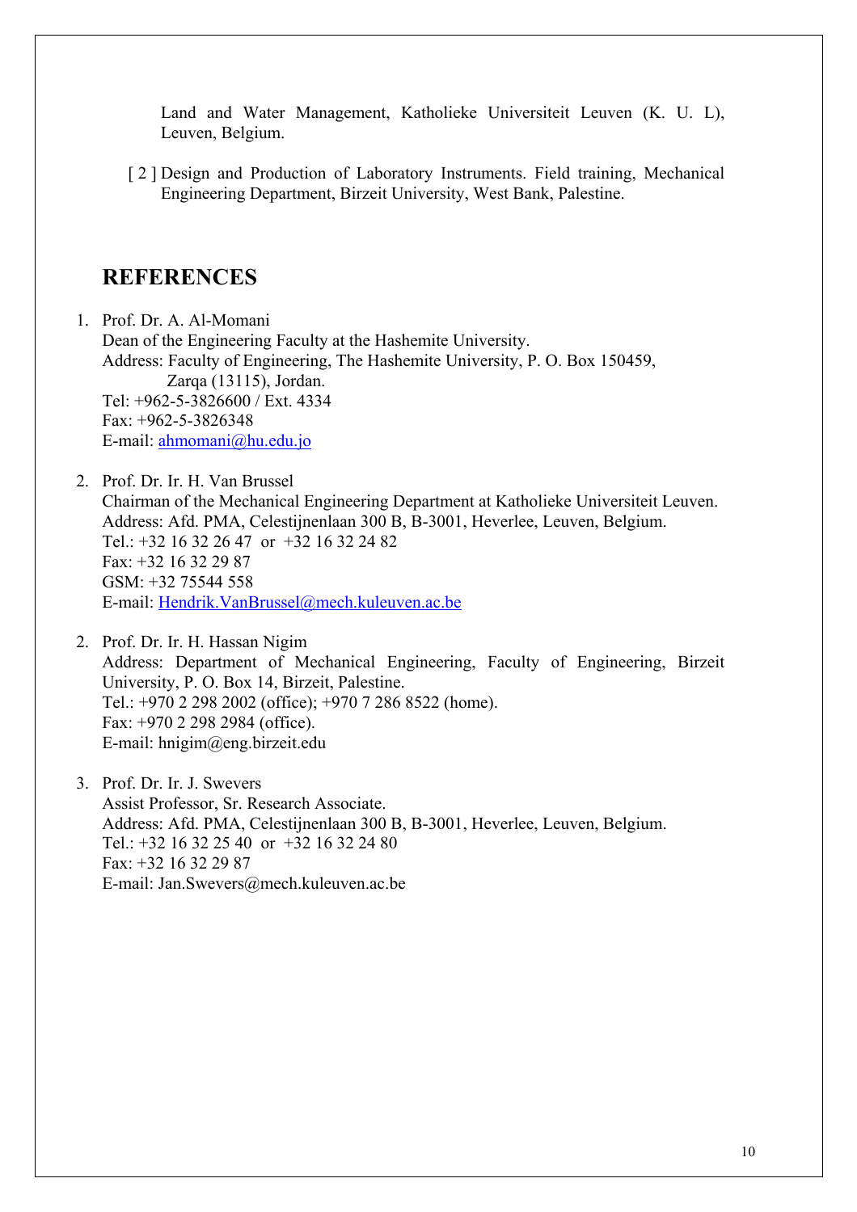Land and Water Management, Katholieke Universiteit Leuven (K. U. L), Leuven, Belgium.

[ 2 ] Design and Production of Laboratory Instruments. Field training, Mechanical Engineering Department, Birzeit University, West Bank, Palestine.

## REFERENCES

1. Prof. Dr. A. Al-Momani
   Dean of the Engineering Faculty at the Hashemite University.
   Address: Faculty of Engineering, The Hashemite University, P. O. Box 150459, Zarqa (13115), Jordan.
   Tel: +962-5-3826600 / Ext. 4334
   Fax: +962-5-3826348
   E-mail: ahmomani@hu.edu.jo

2. Prof. Dr. Ir. H. Van Brussel
   Chairman of the Mechanical Engineering Department at Katholieke Universiteit Leuven.
   Address: Afd. PMA, Celestijnenlaan 300 B, B-3001, Heverlee, Leuven, Belgium.
   Tel.: +32 16 32 26 47 or +32 16 32 24 82
   Fax: +32 16 32 29 87
   GSM: +32 75544 558
   E-mail: Hendrik.VanBrussel@mech.kuleuven.ac.be

2. Prof. Dr. Ir. H. Hassan Nigim
   Address: Department of Mechanical Engineering, Faculty of Engineering, Birzeit University, P. O. Box 14, Birzeit, Palestine.
   Tel.: +970 2 298 2002 (office); +970 7 286 8522 (home).
   Fax: +970 2 298 2984 (office).
   E-mail: hnigim@eng.birzeit.edu

3. Prof. Dr. Ir. J. Swevers
   Assist Professor, Sr. Research Associate.
   Address: Afd. PMA, Celestijnenlaan 300 B, B-3001, Heverlee, Leuven, Belgium.
   Tel.: +32 16 32 25 40 or +32 16 32 24 80
   Fax: +32 16 32 29 87
   E-mail: Jan.Swevers@mech.kuleuven.ac.be